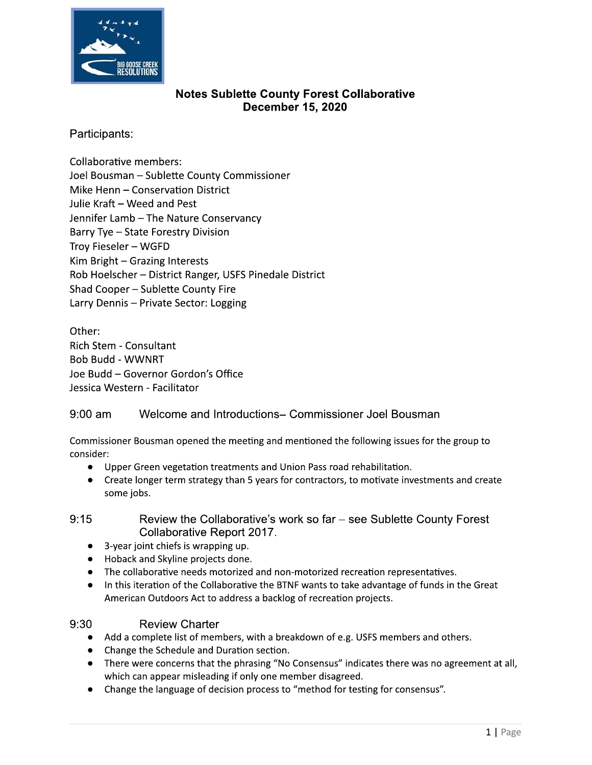# Notes Sublette County Forest Collaborative
## December 15, 2020

### Participants:

Collaborative members:
Joel Bousman – Sublette County Commissioner
Mike Henn – Conservation District
Julie Kraft – Weed and Pest
Jennifer Lamb – The Nature Conservancy
Barry Tye – State Forestry Division
Troy Fieseler – WGFD
Kim Bright – Grazing Interests
Rob Hoelscher – District Ranger, USFS Pinedale District
Shad Cooper – Sublette County Fire
Larry Dennis – Private Sector: Logging

Other:
Rich Stem - Consultant
Bob Budd - WWNRT
Joe Budd – Governor Gordon's Office
Jessica Western - Facilitator

### 9:00 am Welcome and Introductions– Commissioner Joel Bousman

Commissioner Bousman opened the meeting and mentioned the following issues for the group to consider:

- Upper Green vegetation treatments and Union Pass road rehabilitation.
- Create longer term strategy than 5 years for contractors, to motivate investments and create some jobs.

### 9:15 Review the Collaborative's work so far – see Sublette County Forest Collaborative Report 2017.

- 3-year joint chiefs is wrapping up.
- Hoback and Skyline projects done.
- The collaborative needs motorized and non-motorized recreation representatives.
- In this iteration of the Collaborative the BTNF wants to take advantage of funds in the Great American Outdoors Act to address a backlog of recreation projects.

### 9:30 Review Charter

- Add a complete list of members, with a breakdown of e.g. USFS members and others.
- Change the Schedule and Duration section.
- There were concerns that the phrasing "No Consensus" indicates there was no agreement at all, which can appear misleading if only one member disagreed.
- Change the language of decision process to "method for testing for consensus".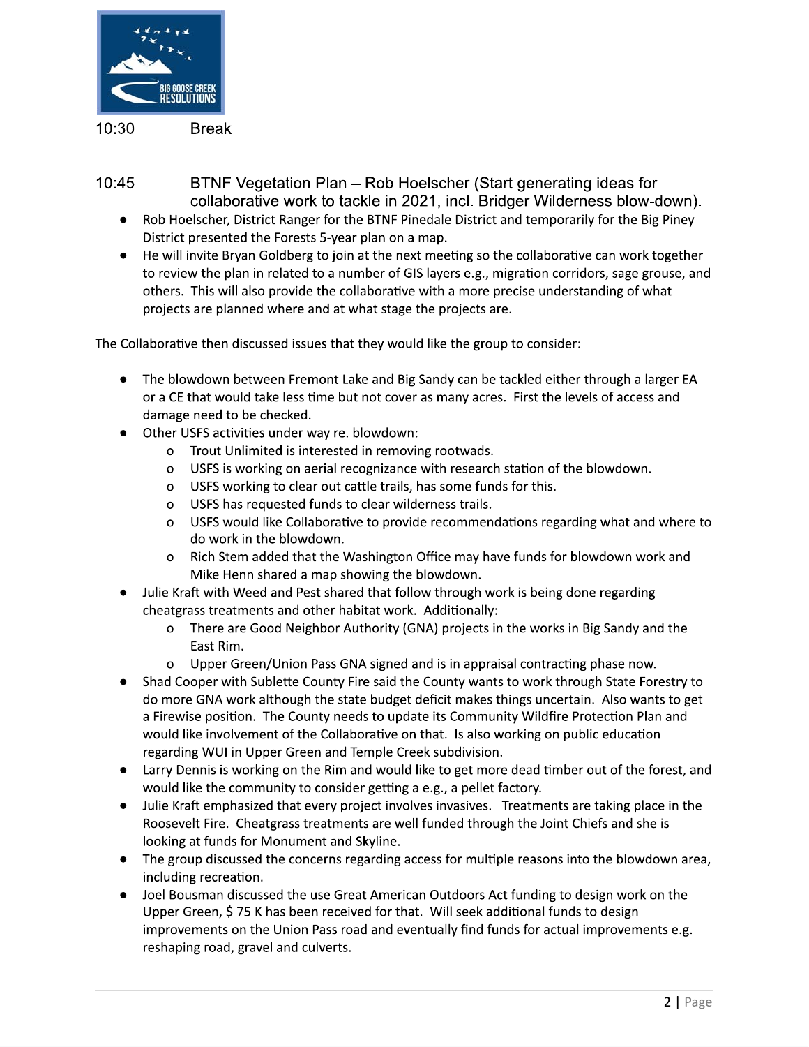10:30 Break

10:45 BTNF Vegetation Plan – Rob Hoelscher (Start generating ideas for collaborative work to tackle in 2021, incl. Bridger Wilderness blow-down).

- Rob Hoelscher, District Ranger for the BTNF Pinedale District and temporarily for the Big Piney District presented the Forests 5-year plan on a map.
- He will invite Bryan Goldberg to join at the next meeting so the collaborative can work together to review the plan in related to a number of GIS layers e.g., migration corridors, sage grouse, and others. This will also provide the collaborative with a more precise understanding of what projects are planned where and at what stage the projects are.

The Collaborative then discussed issues that they would like the group to consider:

- The blowdown between Fremont Lake and Big Sandy can be tackled either through a larger EA or a CE that would take less time but not cover as many acres. First the levels of access and damage need to be checked.
- Other USFS activities under way re. blowdown:
    - Trout Unlimited is interested in removing rootwads.
    - USFS is working on aerial recognizance with research station of the blowdown.
    - USFS working to clear out cattle trails, has some funds for this.
    - USFS has requested funds to clear wilderness trails.
    - USFS would like Collaborative to provide recommendations regarding what and where to do work in the blowdown.
    - Rich Stem added that the Washington Office may have funds for blowdown work and Mike Henn shared a map showing the blowdown.
- Julie Kraft with Weed and Pest shared that follow through work is being done regarding cheatgrass treatments and other habitat work. Additionally:
    - There are Good Neighbor Authority (GNA) projects in the works in Big Sandy and the East Rim.
    - Upper Green/Union Pass GNA signed and is in appraisal contracting phase now.
- Shad Cooper with Sublette County Fire said the County wants to work through State Forestry to do more GNA work although the state budget deficit makes things uncertain. Also wants to get a Firewise position. The County needs to update its Community Wildfire Protection Plan and would like involvement of the Collaborative on that. Is also working on public education regarding WUI in Upper Green and Temple Creek subdivision.
- Larry Dennis is working on the Rim and would like to get more dead timber out of the forest, and would like the community to consider getting a e.g., a pellet factory.
- Julie Kraft emphasized that every project involves invasives. Treatments are taking place in the Roosevelt Fire. Cheatgrass treatments are well funded through the Joint Chiefs and she is looking at funds for Monument and Skyline.
- The group discussed the concerns regarding access for multiple reasons into the blowdown area, including recreation.
- Joel Bousman discussed the use Great American Outdoors Act funding to design work on the Upper Green, $ 75 K has been received for that. Will seek additional funds to design improvements on the Union Pass road and eventually find funds for actual improvements e.g. reshaping road, gravel and culverts.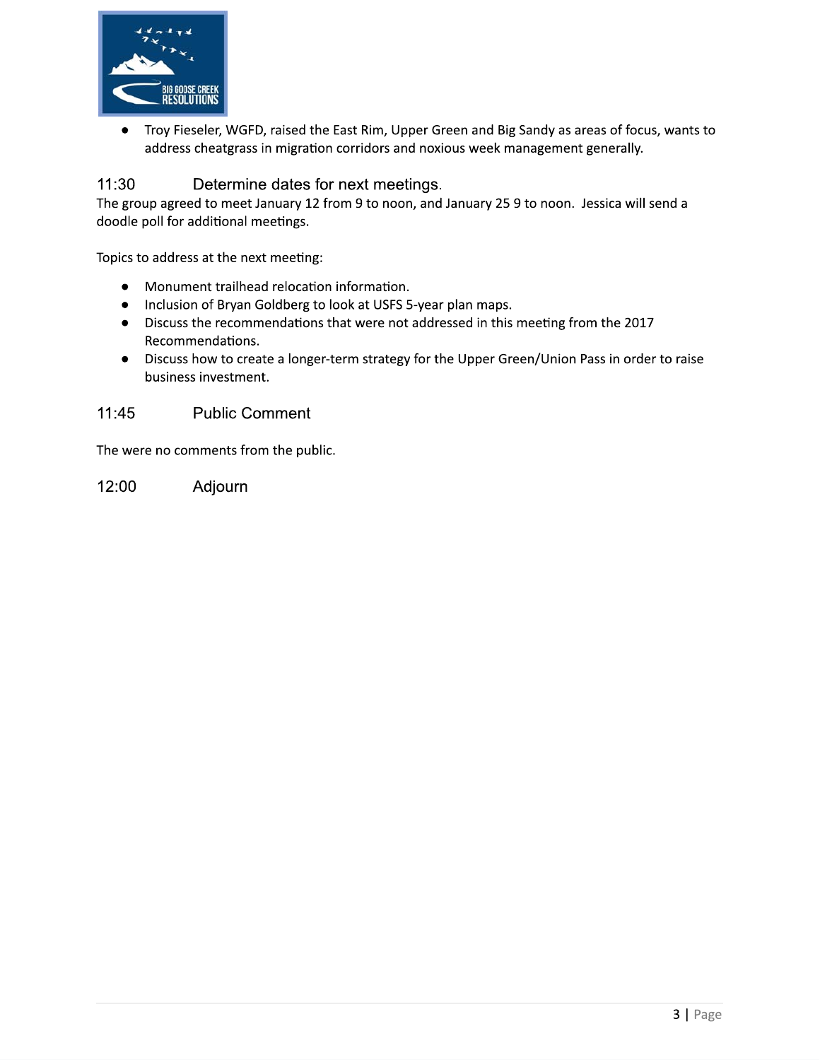- Troy Fieseler, WGFD, raised the East Rim, Upper Green and Big Sandy as areas of focus, wants to address cheatgrass in migration corridors and noxious week management generally.

## 11:30 Determine dates for next meetings.

The group agreed to meet January 12 from 9 to noon, and January 25 9 to noon. Jessica will send a doodle poll for additional meetings.

Topics to address at the next meeting:

- Monument trailhead relocation information.
- Inclusion of Bryan Goldberg to look at USFS 5-year plan maps.
- Discuss the recommendations that were not addressed in this meeting from the 2017 Recommendations.
- Discuss how to create a longer-term strategy for the Upper Green/Union Pass in order to raise business investment.

## 11:45 Public Comment

The were no comments from the public.

## 12:00 Adjourn